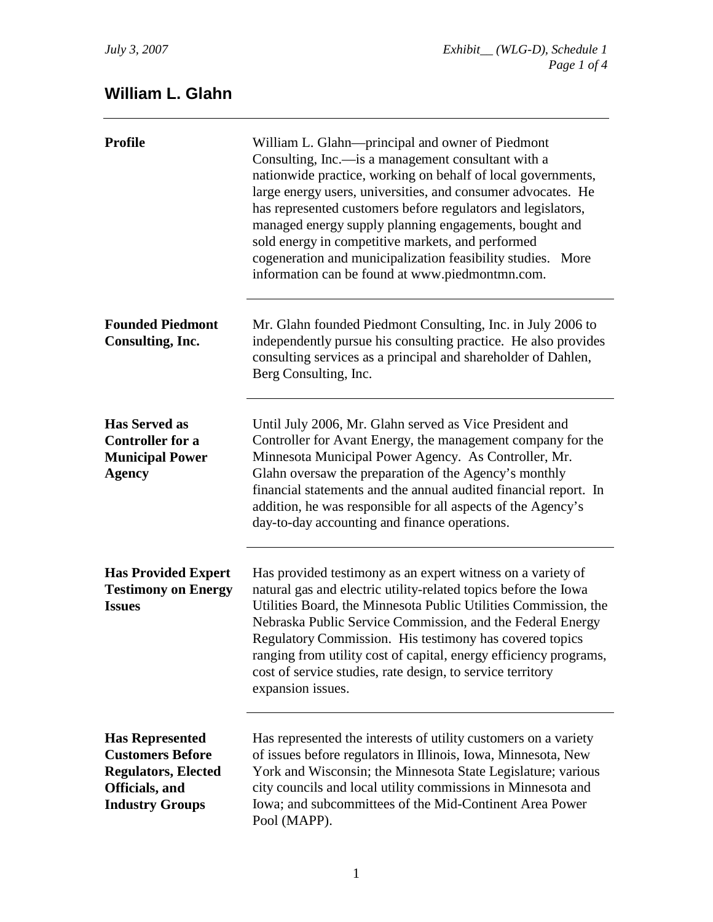# William L. Glahn

| | |
|---|---|
| **Profile** | William L. Glahn—principal and owner of Piedmont Consulting, Inc.—is a management consultant with a nationwide practice, working on behalf of local governments, large energy users, universities, and consumer advocates. He has represented customers before regulators and legislators, managed energy supply planning engagements, bought and sold energy in competitive markets, and performed cogeneration and municipalization feasibility studies. More information can be found at www.piedmontmn.com. |
| **Founded Piedmont Consulting, Inc.** | Mr. Glahn founded Piedmont Consulting, Inc. in July 2006 to independently pursue his consulting practice. He also provides consulting services as a principal and shareholder of Dahlen, Berg Consulting, Inc. |
| **Has Served as Controller for a Municipal Power Agency** | Until July 2006, Mr. Glahn served as Vice President and Controller for Avant Energy, the management company for the Minnesota Municipal Power Agency. As Controller, Mr. Glahn oversaw the preparation of the Agency's monthly financial statements and the annual audited financial report. In addition, he was responsible for all aspects of the Agency's day-to-day accounting and finance operations. |
| **Has Provided Expert Testimony on Energy Issues** | Has provided testimony as an expert witness on a variety of natural gas and electric utility-related topics before the Iowa Utilities Board, the Minnesota Public Utilities Commission, the Nebraska Public Service Commission, and the Federal Energy Regulatory Commission. His testimony has covered topics ranging from utility cost of capital, energy efficiency programs, cost of service studies, rate design, to service territory expansion issues. |
| **Has Represented Customers Before Regulators, Elected Officials, and Industry Groups** | Has represented the interests of utility customers on a variety of issues before regulators in Illinois, Iowa, Minnesota, New York and Wisconsin; the Minnesota State Legislature; various city councils and local utility commissions in Minnesota and Iowa; and subcommittees of the Mid-Continent Area Power Pool (MAPP). |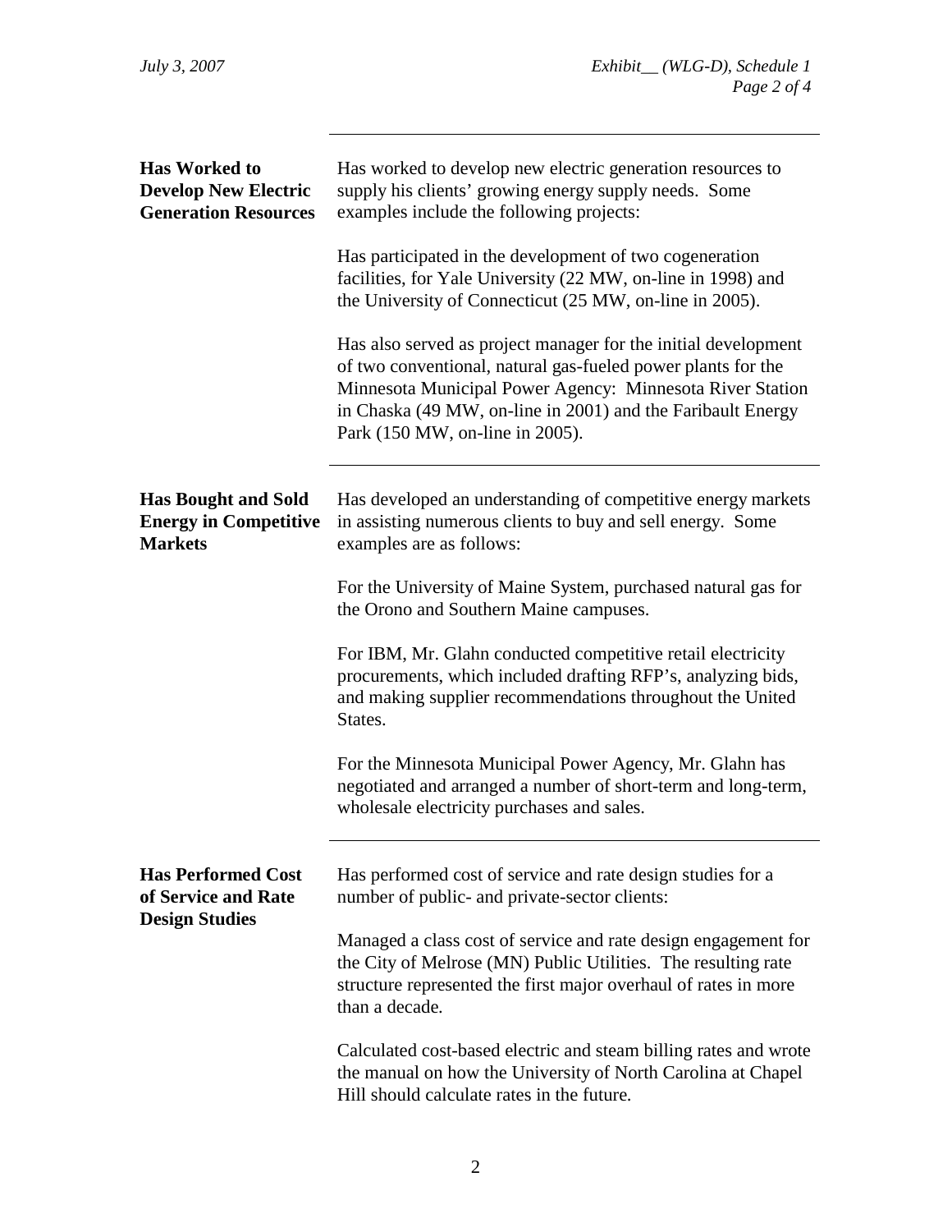**Has Worked to Develop New Electric Generation Resources**

Has worked to develop new electric generation resources to supply his clients' growing energy supply needs. Some examples include the following projects:

Has participated in the development of two cogeneration facilities, for Yale University (22 MW, on-line in 1998) and the University of Connecticut (25 MW, on-line in 2005).

Has also served as project manager for the initial development of two conventional, natural gas-fueled power plants for the Minnesota Municipal Power Agency: Minnesota River Station in Chaska (49 MW, on-line in 2001) and the Faribault Energy Park (150 MW, on-line in 2005).

---

**Has Bought and Sold Energy in Competitive Markets**

Has developed an understanding of competitive energy markets in assisting numerous clients to buy and sell energy. Some examples are as follows:

For the University of Maine System, purchased natural gas for the Orono and Southern Maine campuses.

For IBM, Mr. Glahn conducted competitive retail electricity procurements, which included drafting RFP's, analyzing bids, and making supplier recommendations throughout the United States.

For the Minnesota Municipal Power Agency, Mr. Glahn has negotiated and arranged a number of short-term and long-term, wholesale electricity purchases and sales.

---

**Has Performed Cost of Service and Rate Design Studies**

Has performed cost of service and rate design studies for a number of public- and private-sector clients:

Managed a class cost of service and rate design engagement for the City of Melrose (MN) Public Utilities. The resulting rate structure represented the first major overhaul of rates in more than a decade.

Calculated cost-based electric and steam billing rates and wrote the manual on how the University of North Carolina at Chapel Hill should calculate rates in the future.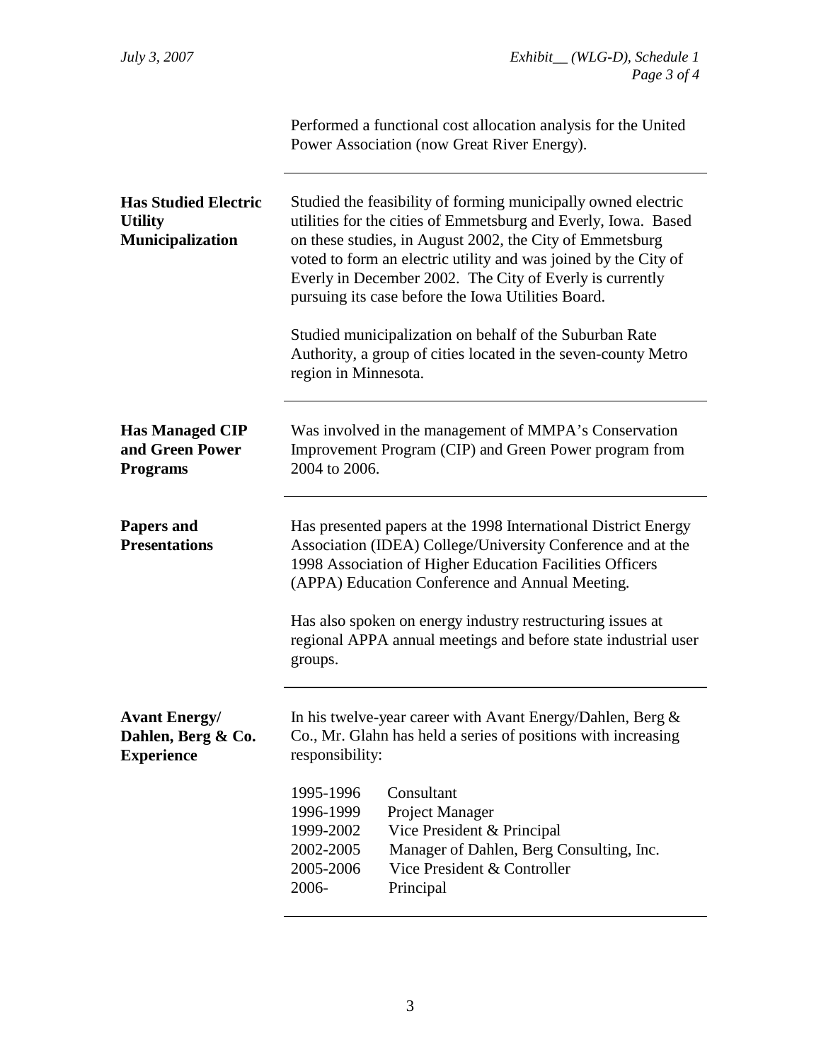Performed a functional cost allocation analysis for the United Power Association (now Great River Energy).

---

**Has Studied Electric Utility Municipalization**

Studied the feasibility of forming municipally owned electric utilities for the cities of Emmetsburg and Everly, Iowa. Based on these studies, in August 2002, the City of Emmetsburg voted to form an electric utility and was joined by the City of Everly in December 2002. The City of Everly is currently pursuing its case before the Iowa Utilities Board.

Studied municipalization on behalf of the Suburban Rate Authority, a group of cities located in the seven-county Metro region in Minnesota.

---

**Has Managed CIP and Green Power Programs**

Was involved in the management of MMPA's Conservation Improvement Program (CIP) and Green Power program from 2004 to 2006.

---

**Papers and Presentations**

Has presented papers at the 1998 International District Energy Association (IDEA) College/University Conference and at the 1998 Association of Higher Education Facilities Officers (APPA) Education Conference and Annual Meeting.

Has also spoken on energy industry restructuring issues at regional APPA annual meetings and before state industrial user groups.

---

**Avant Energy/ Dahlen, Berg & Co. Experience**

In his twelve-year career with Avant Energy/Dahlen, Berg & Co., Mr. Glahn has held a series of positions with increasing responsibility:

| | |
|---|---|
| 1995-1996 | Consultant |
| 1996-1999 | Project Manager |
| 1999-2002 | Vice President & Principal |
| 2002-2005 | Manager of Dahlen, Berg Consulting, Inc. |
| 2005-2006 | Vice President & Controller |
| 2006- | Principal |

---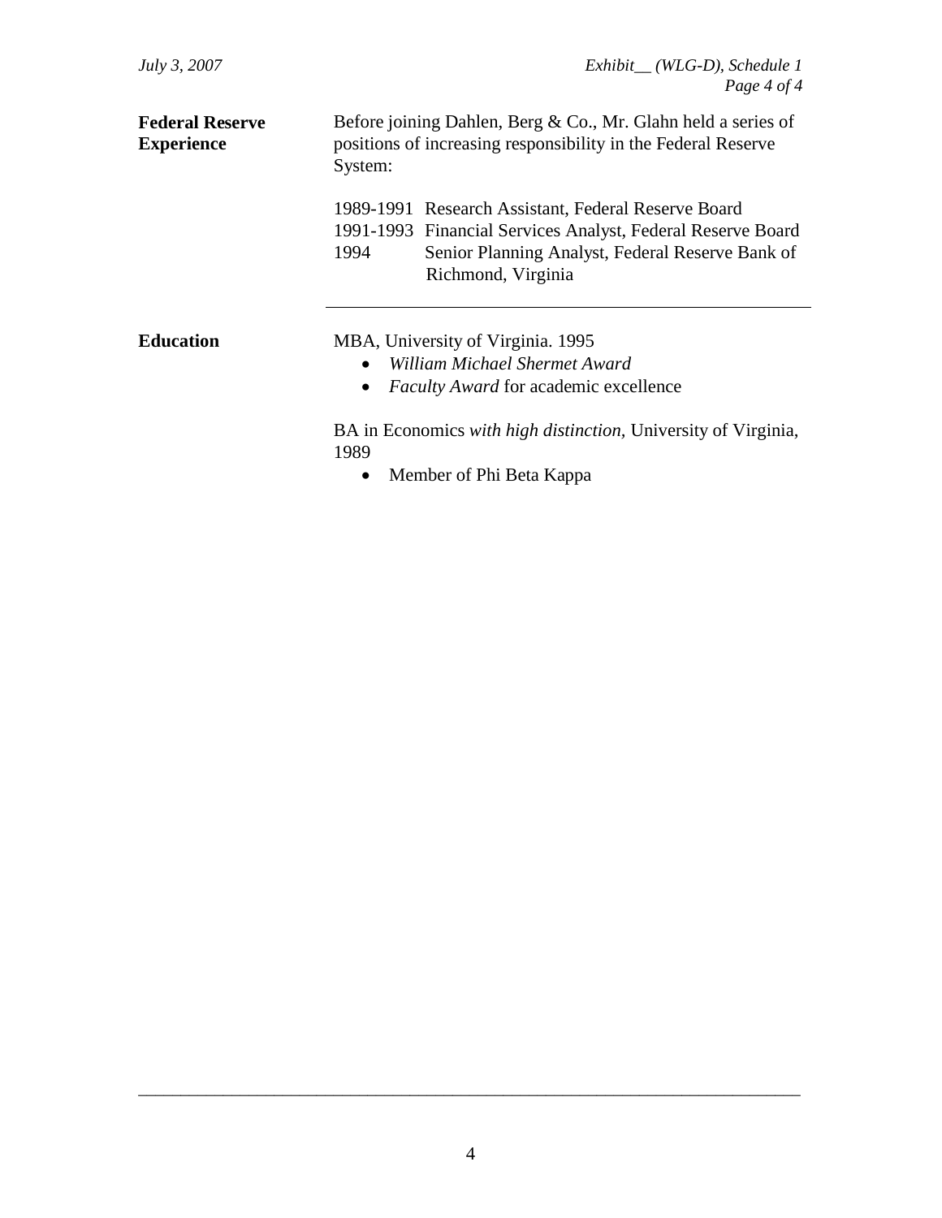**Federal Reserve Experience**

Before joining Dahlen, Berg & Co., Mr. Glahn held a series of positions of increasing responsibility in the Federal Reserve System:

1989-1991 Research Assistant, Federal Reserve Board
1991-1993 Financial Services Analyst, Federal Reserve Board
1994 Senior Planning Analyst, Federal Reserve Bank of Richmond, Virginia

---

**Education**

MBA, University of Virginia. 1995

- *William Michael Shermet Award*
- *Faculty Award* for academic excellence

BA in Economics *with high distinction*, University of Virginia, 1989

- Member of Phi Beta Kappa